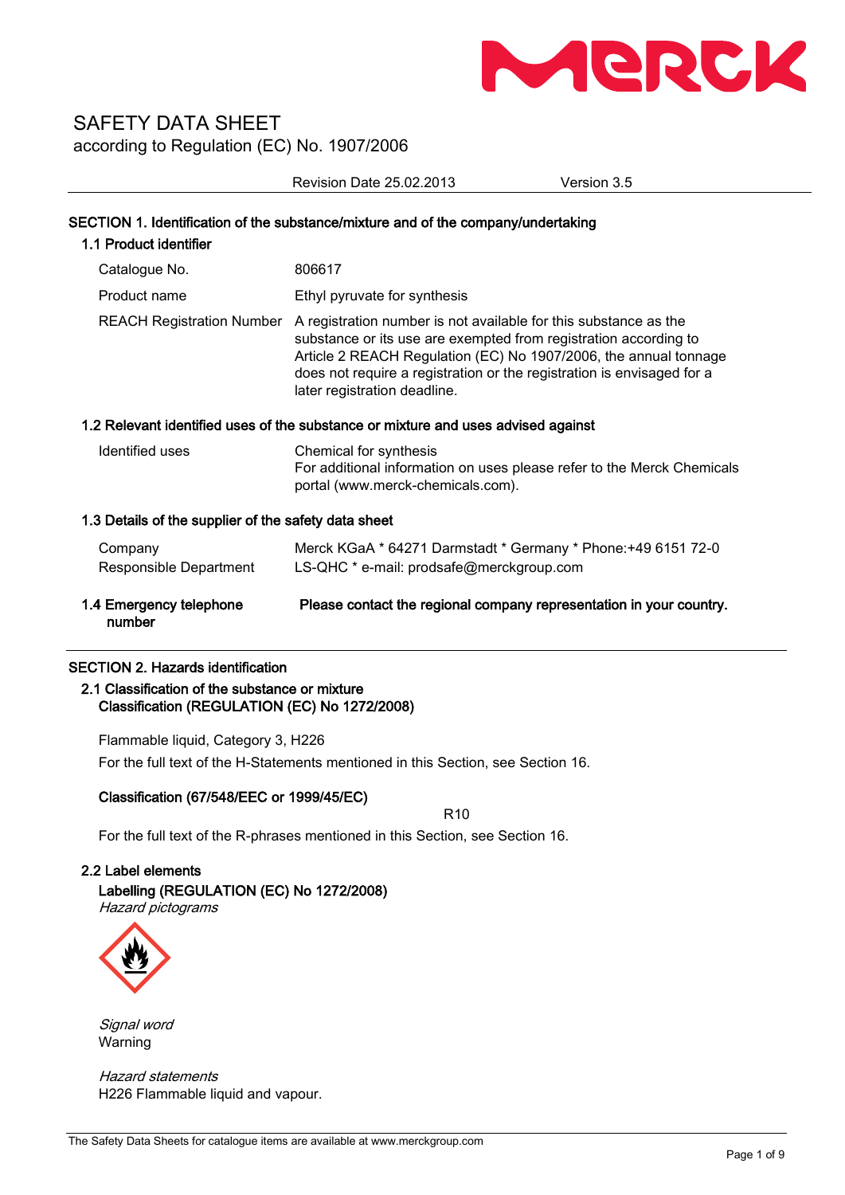# SAFETY DATA SHEET

according to Regulation (EC) No. 1907/2006

Revision Date 25.02.2013 Version 3.5

## SECTION 1. Identification of the substance/mixture and of the company/undertaking

### 1.1 Product identifier

| | |
|---|---|
| Catalogue No. | 806617 |
| Product name | Ethyl pyruvate for synthesis |
| REACH Registration Number | A registration number is not available for this substance as the substance or its use are exempted from registration according to Article 2 REACH Regulation (EC) No 1907/2006, the annual tonnage does not require a registration or the registration is envisaged for a later registration deadline. |

### 1.2 Relevant identified uses of the substance or mixture and uses advised against

| | |
|---|---|
| Identified uses | Chemical for synthesis<br>For additional information on uses please refer to the Merck Chemicals portal (www.merck-chemicals.com). |

### 1.3 Details of the supplier of the safety data sheet

| | |
|---|---|
| Company | Merck KGaA * 64271 Darmstadt * Germany * Phone:+49 6151 72-0 |
| Responsible Department | LS-QHC * e-mail: prodsafe@merckgroup.com |

### 1.4 Emergency telephone number

**Please contact the regional company representation in your country.**

## SECTION 2. Hazards identification

### 2.1 Classification of the substance or mixture

**Classification (REGULATION (EC) No 1272/2008)**

Flammable liquid, Category 3, H226

For the full text of the H-Statements mentioned in this Section, see Section 16.

**Classification (67/548/EEC or 1999/45/EC)**

R10

For the full text of the R-phrases mentioned in this Section, see Section 16.

### 2.2 Label elements

**Labelling (REGULATION (EC) No 1272/2008)**

*Hazard pictograms*

*Signal word*
Warning

*Hazard statements*
H226 Flammable liquid and vapour.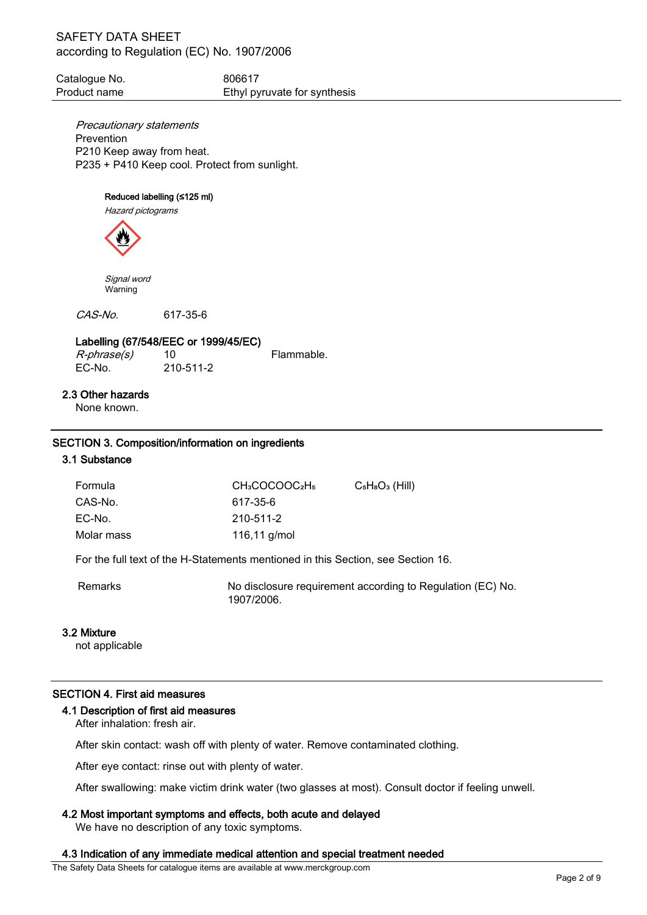*Precautionary statements*
Prevention
P210 Keep away from heat.
P235 + P410 Keep cool. Protect from sunlight.

**Reduced labelling (≤125 ml)**

*Hazard pictograms*

*Signal word*
Warning

*CAS-No.* 617-35-6

**Labelling (67/548/EEC or 1999/45/EC)**

| | | |
|---|---|---|
| *R-phrase(s)* | 10 | Flammable. |
| EC-No. | 210-511-2 | |

### 2.3 Other hazards

None known.

## SECTION 3. Composition/information on ingredients

### 3.1 Substance

| | | |
|---|---|---|
| Formula | $CH_3COCOOC_2H_5$ | $C_5H_8O_3$ (Hill) |
| CAS-No. | 617-35-6 | |
| EC-No. | 210-511-2 | |
| Molar mass | 116,11 g/mol | |

For the full text of the H-Statements mentioned in this Section, see Section 16.

| | |
|---|---|
| Remarks | No disclosure requirement according to Regulation (EC) No. 1907/2006. |

### 3.2 Mixture

not applicable

## SECTION 4. First aid measures

### 4.1 Description of first aid measures

After inhalation: fresh air.

After skin contact: wash off with plenty of water. Remove contaminated clothing.

After eye contact: rinse out with plenty of water.

After swallowing: make victim drink water (two glasses at most). Consult doctor if feeling unwell.

### 4.2 Most important symptoms and effects, both acute and delayed

We have no description of any toxic symptoms.

### 4.3 Indication of any immediate medical attention and special treatment needed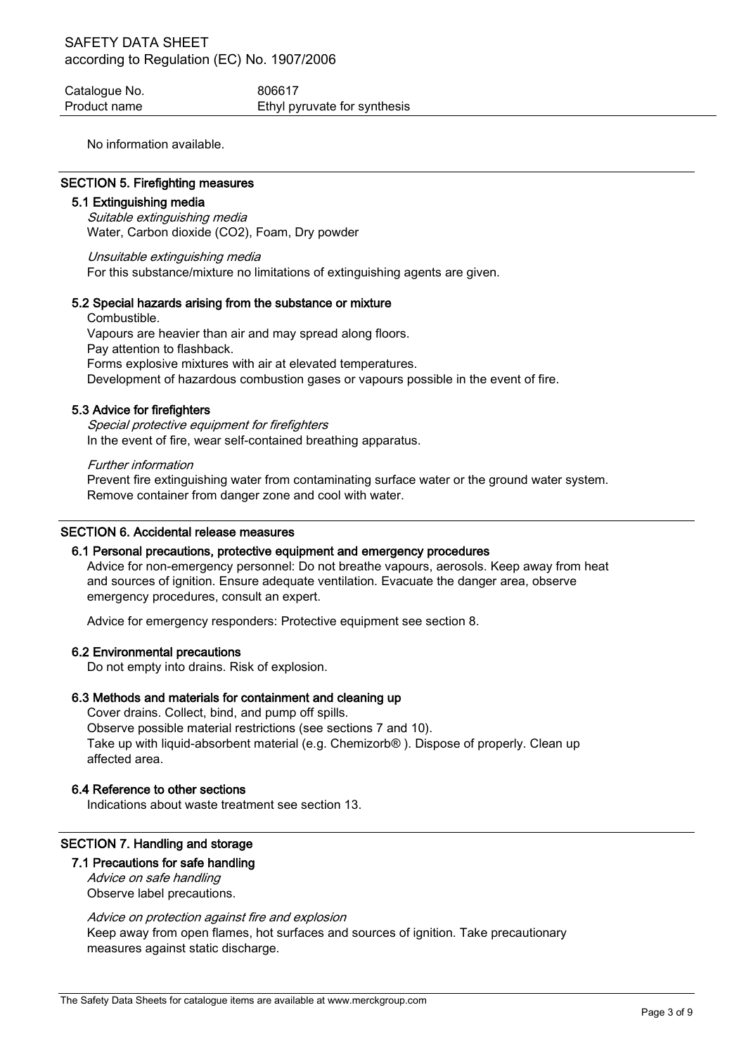No information available.

## SECTION 5. Firefighting measures

### 5.1 Extinguishing media

*Suitable extinguishing media*
Water, Carbon dioxide ($CO_2$), Foam, Dry powder

*Unsuitable extinguishing media*
For this substance/mixture no limitations of extinguishing agents are given.

### 5.2 Special hazards arising from the substance or mixture

Combustible.
Vapours are heavier than air and may spread along floors.
Pay attention to flashback.
Forms explosive mixtures with air at elevated temperatures.
Development of hazardous combustion gases or vapours possible in the event of fire.

### 5.3 Advice for firefighters

*Special protective equipment for firefighters*
In the event of fire, wear self-contained breathing apparatus.

*Further information*
Prevent fire extinguishing water from contaminating surface water or the ground water system.
Remove container from danger zone and cool with water.

## SECTION 6. Accidental release measures

### 6.1 Personal precautions, protective equipment and emergency procedures

Advice for non-emergency personnel: Do not breathe vapours, aerosols. Keep away from heat and sources of ignition. Ensure adequate ventilation. Evacuate the danger area, observe emergency procedures, consult an expert.

Advice for emergency responders: Protective equipment see section 8.

### 6.2 Environmental precautions

Do not empty into drains. Risk of explosion.

### 6.3 Methods and materials for containment and cleaning up

Cover drains. Collect, bind, and pump off spills.
Observe possible material restrictions (see sections 7 and 10).
Take up with liquid-absorbent material (e.g. Chemizorb® ). Dispose of properly. Clean up affected area.

### 6.4 Reference to other sections

Indications about waste treatment see section 13.

## SECTION 7. Handling and storage

### 7.1 Precautions for safe handling

*Advice on safe handling*
Observe label precautions.

*Advice on protection against fire and explosion*
Keep away from open flames, hot surfaces and sources of ignition. Take precautionary measures against static discharge.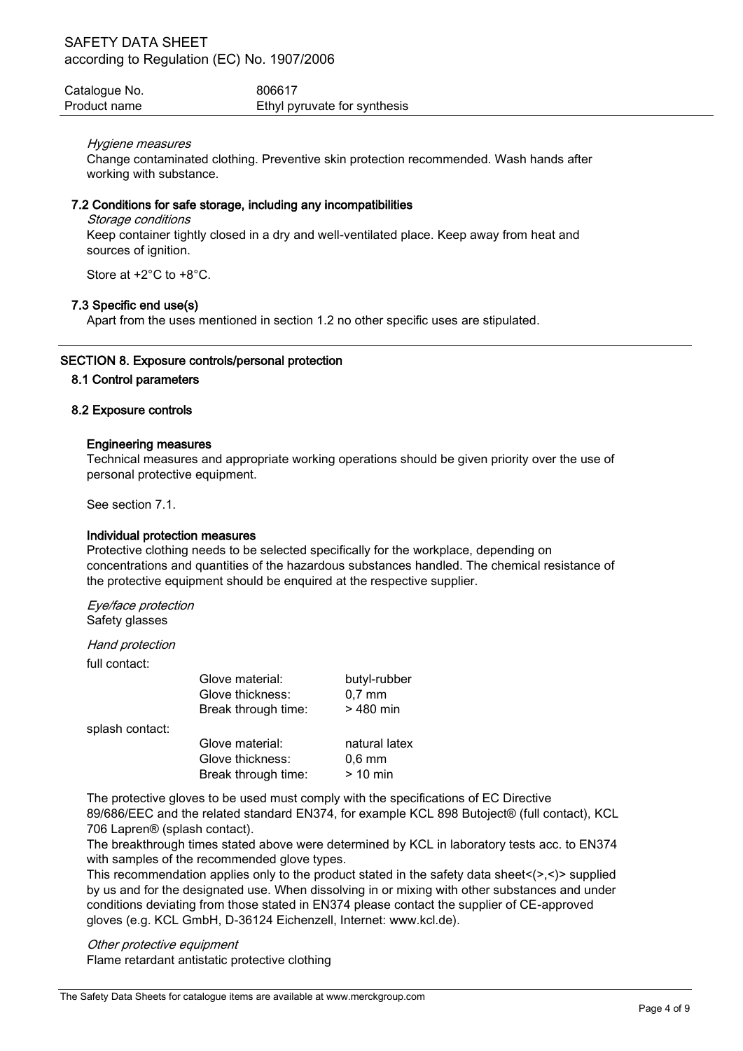*Hygiene measures*

Change contaminated clothing. Preventive skin protection recommended. Wash hands after working with substance.

### 7.2 Conditions for safe storage, including any incompatibilities

*Storage conditions*

Keep container tightly closed in a dry and well-ventilated place. Keep away from heat and sources of ignition.

Store at +2°C to +8°C.

### 7.3 Specific end use(s)

Apart from the uses mentioned in section 1.2 no other specific uses are stipulated.

## SECTION 8. Exposure controls/personal protection

### 8.1 Control parameters

### 8.2 Exposure controls

**Engineering measures**

Technical measures and appropriate working operations should be given priority over the use of personal protective equipment.

See section 7.1.

**Individual protection measures**

Protective clothing needs to be selected specifically for the workplace, depending on concentrations and quantities of the hazardous substances handled. The chemical resistance of the protective equipment should be enquired at the respective supplier.

*Eye/face protection*

Safety glasses

*Hand protection*

full contact:

| | |
|---|---|
| Glove material: | butyl-rubber |
| Glove thickness: | 0,7 mm |
| Break through time: | > 480 min |

splash contact:

| | |
|---|---|
| Glove material: | natural latex |
| Glove thickness: | 0,6 mm |
| Break through time: | > 10 min |

The protective gloves to be used must comply with the specifications of EC Directive 89/686/EEC and the related standard EN374, for example KCL 898 Butoject® (full contact), KCL 706 Lapren® (splash contact).

The breakthrough times stated above were determined by KCL in laboratory tests acc. to EN374 with samples of the recommended glove types.

This recommendation applies only to the product stated in the safety data sheet<(>,<)> supplied by us and for the designated use. When dissolving in or mixing with other substances and under conditions deviating from those stated in EN374 please contact the supplier of CE-approved gloves (e.g. KCL GmbH, D-36124 Eichenzell, Internet: www.kcl.de).

*Other protective equipment*

Flame retardant antistatic protective clothing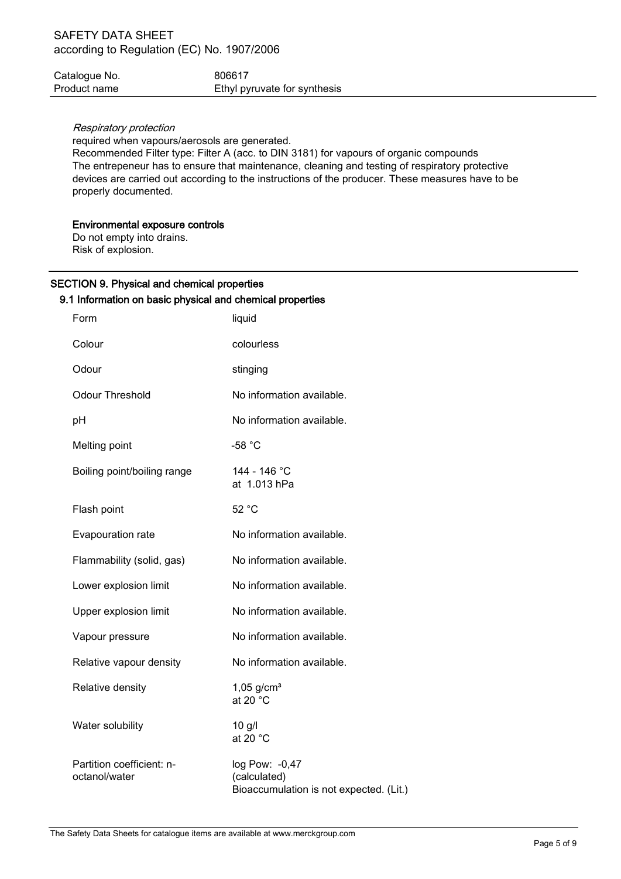*Respiratory protection*

required when vapours/aerosols are generated.
Recommended Filter type: Filter A (acc. to DIN 3181) for vapours of organic compounds
The entrepeneur has to ensure that maintenance, cleaning and testing of respiratory protective devices are carried out according to the instructions of the producer. These measures have to be properly documented.

**Environmental exposure controls**

Do not empty into drains.
Risk of explosion.

## SECTION 9. Physical and chemical properties

### 9.1 Information on basic physical and chemical properties

| | |
|---|---|
| Form | liquid |
| Colour | colourless |
| Odour | stinging |
| Odour Threshold | No information available. |
| pH | No information available. |
| Melting point | -58 °C |
| Boiling point/boiling range | 144 - 146 °C<br>at 1.013 hPa |
| Flash point | 52 °C |
| Evapouration rate | No information available. |
| Flammability (solid, gas) | No information available. |
| Lower explosion limit | No information available. |
| Upper explosion limit | No information available. |
| Vapour pressure | No information available. |
| Relative vapour density | No information available. |
| Relative density | 1,05 g/cm³<br>at 20 °C |
| Water solubility | 10 g/l<br>at 20 °C |
| Partition coefficient: n-octanol/water | log Pow: -0,47<br>(calculated)<br>Bioaccumulation is not expected. (Lit.) |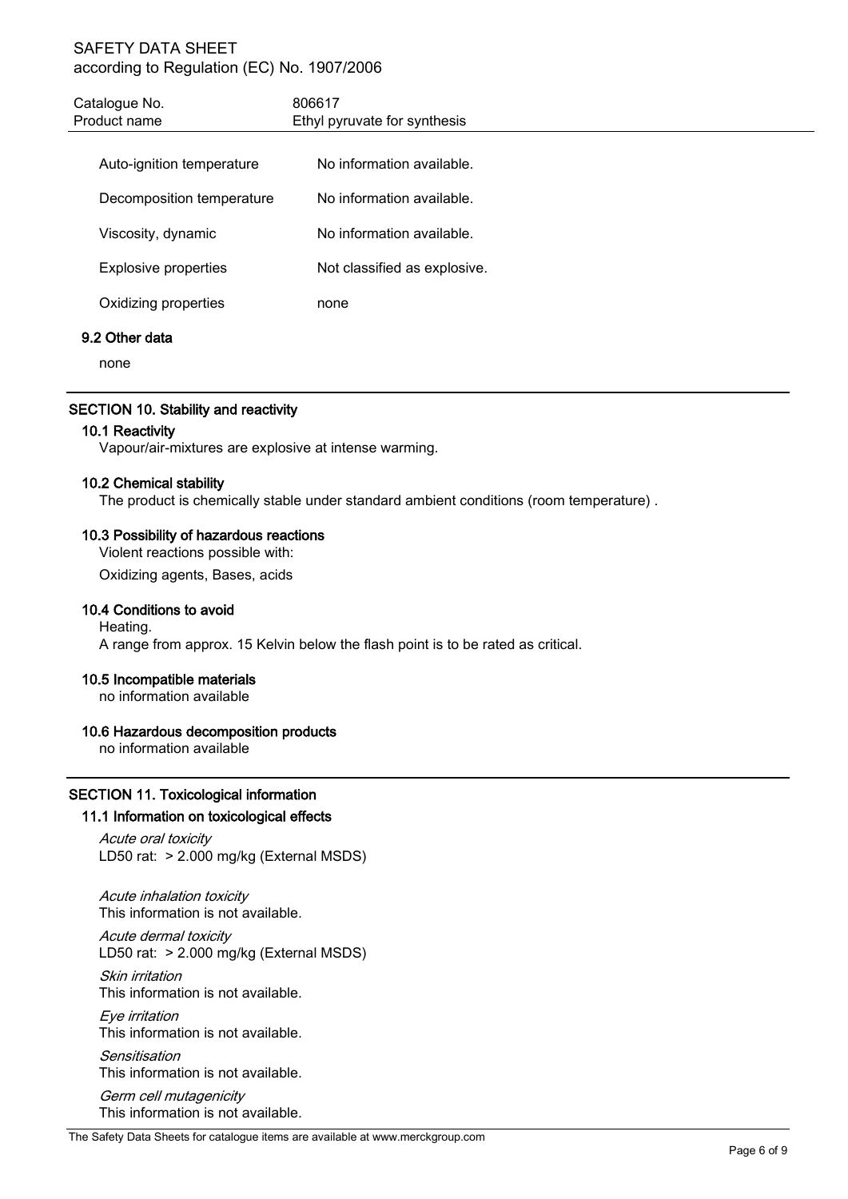| | |
|---|---|
| Auto-ignition temperature | No information available. |
| Decomposition temperature | No information available. |
| Viscosity, dynamic | No information available. |
| Explosive properties | Not classified as explosive. |
| Oxidizing properties | none |

### 9.2 Other data

none

## SECTION 10. Stability and reactivity

### 10.1 Reactivity

Vapour/air-mixtures are explosive at intense warming.

### 10.2 Chemical stability

The product is chemically stable under standard ambient conditions (room temperature) .

### 10.3 Possibility of hazardous reactions

Violent reactions possible with:

Oxidizing agents, Bases, acids

### 10.4 Conditions to avoid

Heating.
A range from approx. 15 Kelvin below the flash point is to be rated as critical.

### 10.5 Incompatible materials

no information available

### 10.6 Hazardous decomposition products

no information available

## SECTION 11. Toxicological information

### 11.1 Information on toxicological effects

*Acute oral toxicity*
LD50 rat: > 2.000 mg/kg (External MSDS)

*Acute inhalation toxicity*
This information is not available.

*Acute dermal toxicity*
LD50 rat: > 2.000 mg/kg (External MSDS)

*Skin irritation*
This information is not available.

*Eye irritation*
This information is not available.

*Sensitisation*
This information is not available.

*Germ cell mutagenicity*
This information is not available.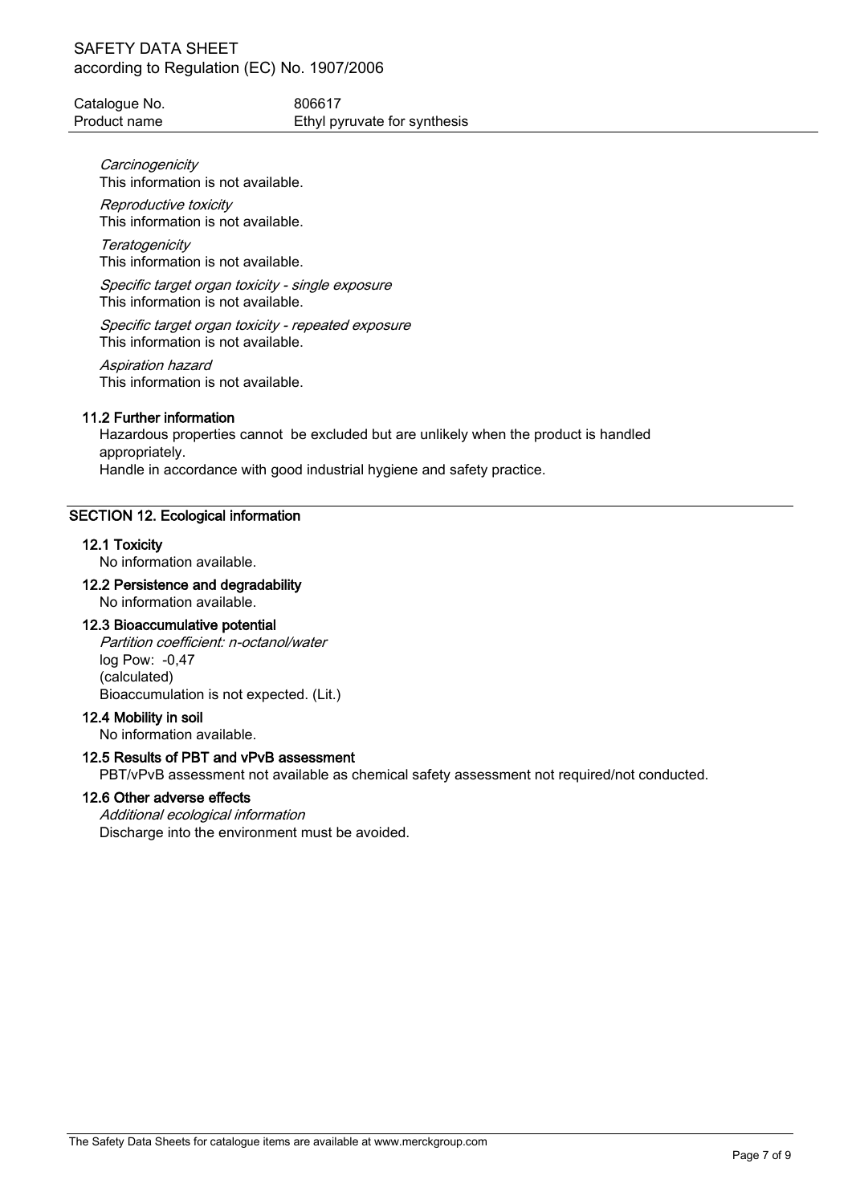*Carcinogenicity*
This information is not available.

*Reproductive toxicity*
This information is not available.

*Teratogenicity*
This information is not available.

*Specific target organ toxicity - single exposure*
This information is not available.

*Specific target organ toxicity - repeated exposure*
This information is not available.

*Aspiration hazard*
This information is not available.

### 11.2 Further information

Hazardous properties cannot be excluded but are unlikely when the product is handled appropriately.
Handle in accordance with good industrial hygiene and safety practice.

## SECTION 12. Ecological information

### 12.1 Toxicity

No information available.

### 12.2 Persistence and degradability

No information available.

### 12.3 Bioaccumulative potential

*Partition coefficient: n-octanol/water*
log Pow: -0,47
(calculated)
Bioaccumulation is not expected. (Lit.)

### 12.4 Mobility in soil

No information available.

### 12.5 Results of PBT and vPvB assessment

PBT/vPvB assessment not available as chemical safety assessment not required/not conducted.

### 12.6 Other adverse effects

*Additional ecological information*
Discharge into the environment must be avoided.

The Safety Data Sheets for catalogue items are available at www.merckgroup.com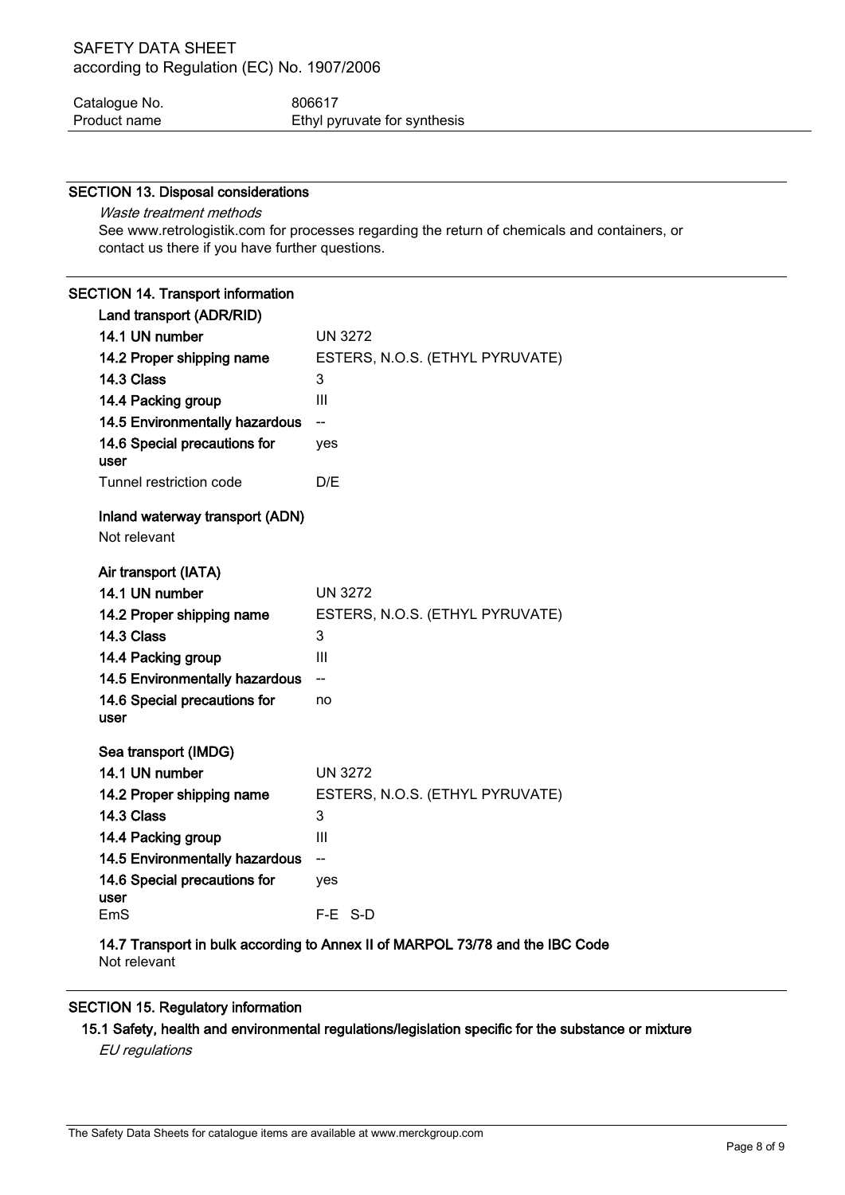## SECTION 13. Disposal considerations

*Waste treatment methods*

See www.retrologistik.com for processes regarding the return of chemicals and containers, or contact us there if you have further questions.

## SECTION 14. Transport information

**Land transport (ADR/RID)**

| | |
|---|---|
| **14.1 UN number** | UN 3272 |
| **14.2 Proper shipping name** | ESTERS, N.O.S. (ETHYL PYRUVATE) |
| **14.3 Class** | 3 |
| **14.4 Packing group** | III |
| **14.5 Environmentally hazardous** | -- |
| **14.6 Special precautions for user** | yes |
| Tunnel restriction code | D/E |

**Inland waterway transport (ADN)**

Not relevant

**Air transport (IATA)**

| | |
|---|---|
| **14.1 UN number** | UN 3272 |
| **14.2 Proper shipping name** | ESTERS, N.O.S. (ETHYL PYRUVATE) |
| **14.3 Class** | 3 |
| **14.4 Packing group** | III |
| **14.5 Environmentally hazardous** | -- |
| **14.6 Special precautions for user** | no |

**Sea transport (IMDG)**

| | |
|---|---|
| **14.1 UN number** | UN 3272 |
| **14.2 Proper shipping name** | ESTERS, N.O.S. (ETHYL PYRUVATE) |
| **14.3 Class** | 3 |
| **14.4 Packing group** | III |
| **14.5 Environmentally hazardous** | -- |
| **14.6 Special precautions for user** | yes |
| EmS | F-E S-D |

**14.7 Transport in bulk according to Annex II of MARPOL 73/78 and the IBC Code**

Not relevant

## SECTION 15. Regulatory information

### 15.1 Safety, health and environmental regulations/legislation specific for the substance or mixture

*EU regulations*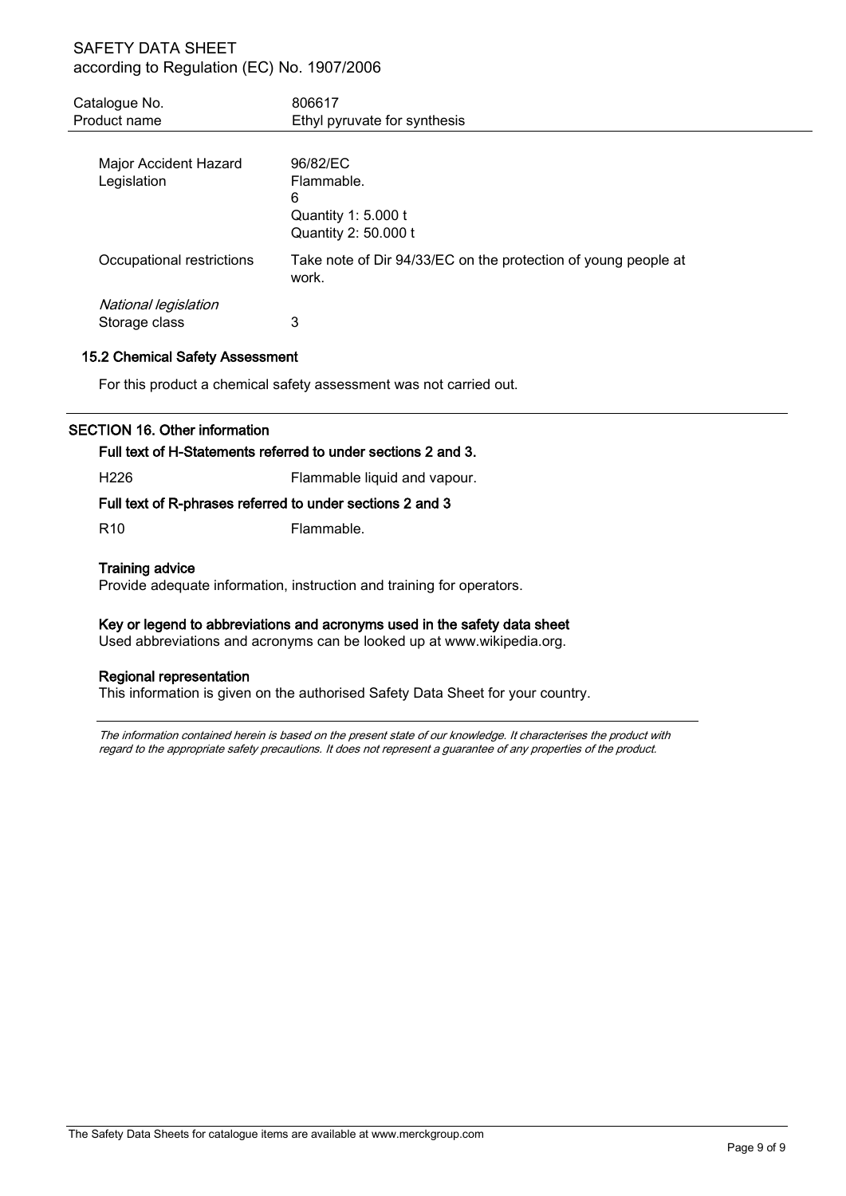| | |
|---|---|
| Catalogue No. | 806617 |
| Product name | Ethyl pyruvate for synthesis |

| | |
|---|---|
| Major Accident Hazard Legislation | 96/82/EC<br>Flammable.<br>6<br>Quantity 1: 5.000 t<br>Quantity 2: 50.000 t |
| Occupational restrictions | Take note of Dir 94/33/EC on the protection of young people at work. |
| *National legislation* | |
| Storage class | 3 |

### 15.2 Chemical Safety Assessment

For this product a chemical safety assessment was not carried out.

## SECTION 16. Other information

### Full text of H-Statements referred to under sections 2 and 3.

| | |
|---|---|
| H226 | Flammable liquid and vapour. |

### Full text of R-phrases referred to under sections 2 and 3

| | |
|---|---|
| R10 | Flammable. |

**Training advice**
Provide adequate information, instruction and training for operators.

**Key or legend to abbreviations and acronyms used in the safety data sheet**
Used abbreviations and acronyms can be looked up at www.wikipedia.org.

**Regional representation**
This information is given on the authorised Safety Data Sheet for your country.

*The information contained herein is based on the present state of our knowledge. It characterises the product with regard to the appropriate safety precautions. It does not represent a guarantee of any properties of the product.*

The Safety Data Sheets for catalogue items are available at www.merckgroup.com